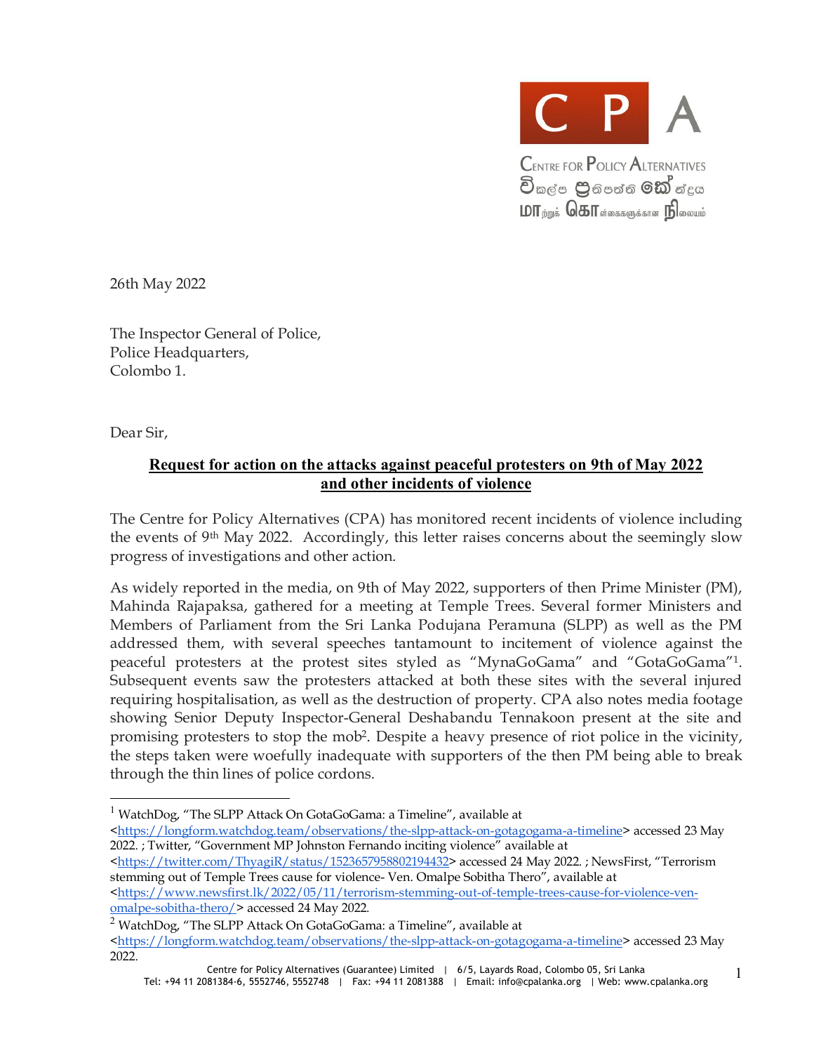CENTRE FOR POLICY ALTERNATIVES

විකල්ප ප්‍රතිපත්ති කේන්ද්‍රය

மாற்றுக் கொள்கைகளுக்கான நிலையம்

26th May 2022

The Inspector General of Police,
Police Headquarters,
Colombo 1.

Dear Sir,

**Request for action on the attacks against peaceful protesters on 9th of May 2022 and other incidents of violence**

The Centre for Policy Alternatives (CPA) has monitored recent incidents of violence including the events of 9th May 2022. Accordingly, this letter raises concerns about the seemingly slow progress of investigations and other action.

As widely reported in the media, on 9th of May 2022, supporters of then Prime Minister (PM), Mahinda Rajapaksa, gathered for a meeting at Temple Trees. Several former Ministers and Members of Parliament from the Sri Lanka Podujana Peramuna (SLPP) as well as the PM addressed them, with several speeches tantamount to incitement of violence against the peaceful protesters at the protest sites styled as "MynaGoGama" and "GotaGoGama"[1]. Subsequent events saw the protesters attacked at both these sites with the several injured requiring hospitalisation, as well as the destruction of property. CPA also notes media footage showing Senior Deputy Inspector-General Deshabandu Tennakoon present at the site and promising protesters to stop the mob[2]. Despite a heavy presence of riot police in the vicinity, the steps taken were woefully inadequate with supporters of the then PM being able to break through the thin lines of police cordons.

---

[1] WatchDog, "The SLPP Attack On GotaGoGama: a Timeline", available at <https://longform.watchdog.team/observations/the-slpp-attack-on-gotagogama-a-timeline> accessed 23 May 2022. ; Twitter, "Government MP Johnston Fernando inciting violence" available at <https://twitter.com/ThyagiR/status/1523657958802194432> accessed 24 May 2022. ; NewsFirst, "Terrorism stemming out of Temple Trees cause for violence- Ven. Omalpe Sobitha Thero", available at <https://www.newsfirst.lk/2022/05/11/terrorism-stemming-out-of-temple-trees-cause-for-violence-ven-omalpe-sobitha-thero/> accessed 24 May 2022.

[2] WatchDog, "The SLPP Attack On GotaGoGama: a Timeline", available at <https://longform.watchdog.team/observations/the-slpp-attack-on-gotagogama-a-timeline> accessed 23 May 2022.

Centre for Policy Alternatives (Guarantee) Limited | 6/5, Layards Road, Colombo 05, Sri Lanka
Tel: +94 11 2081384-6, 5552746, 5552748 | Fax: +94 11 2081388 | Email: info@cpalanka.org | Web: www.cpalanka.org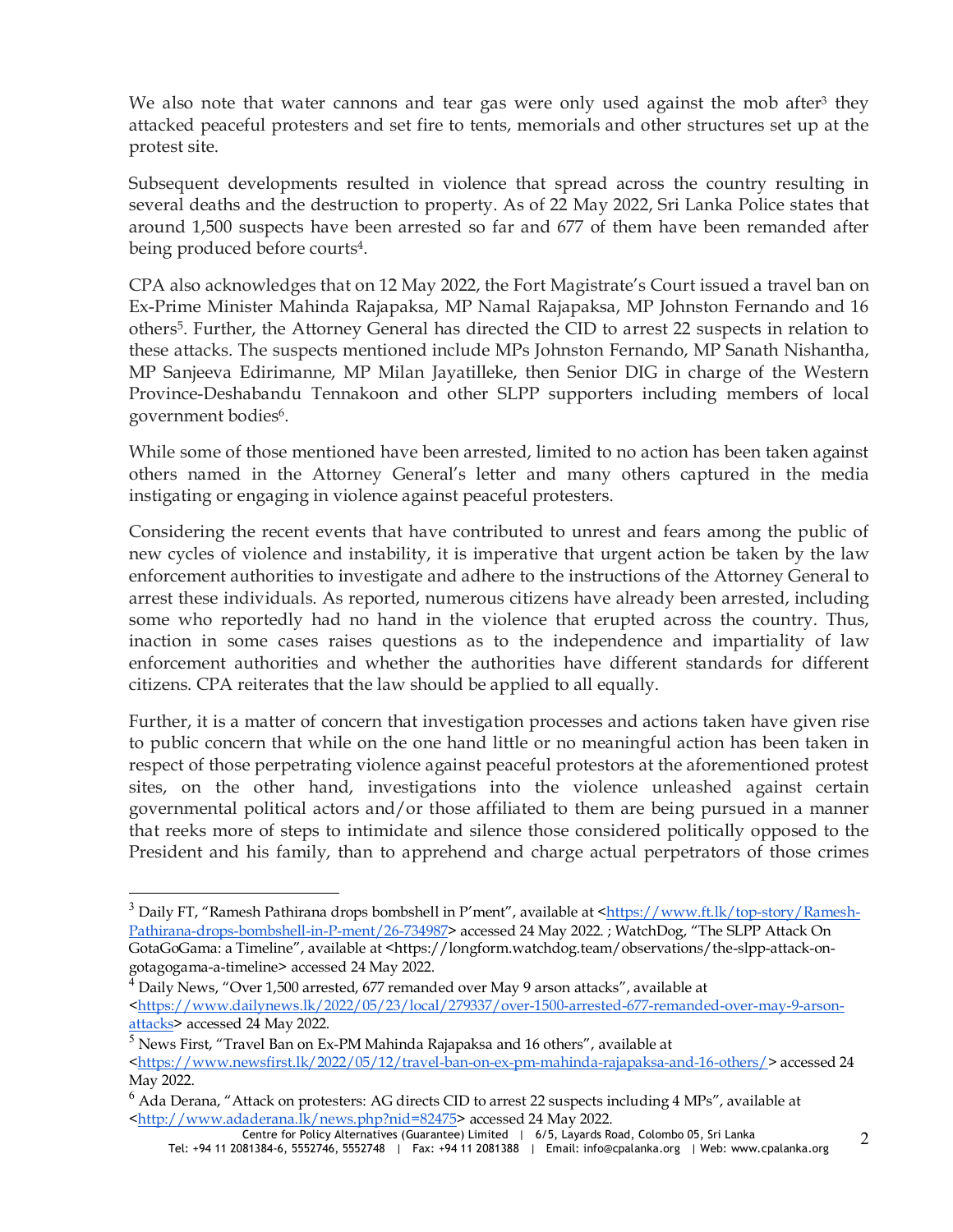We also note that water cannons and tear gas were only used against the mob after[3] they attacked peaceful protesters and set fire to tents, memorials and other structures set up at the protest site.

Subsequent developments resulted in violence that spread across the country resulting in several deaths and the destruction to property. As of 22 May 2022, Sri Lanka Police states that around 1,500 suspects have been arrested so far and 677 of them have been remanded after being produced before courts[4].

CPA also acknowledges that on 12 May 2022, the Fort Magistrate's Court issued a travel ban on Ex-Prime Minister Mahinda Rajapaksa, MP Namal Rajapaksa, MP Johnston Fernando and 16 others[5]. Further, the Attorney General has directed the CID to arrest 22 suspects in relation to these attacks. The suspects mentioned include MPs Johnston Fernando, MP Sanath Nishantha, MP Sanjeeva Edirimanne, MP Milan Jayatilleke, then Senior DIG in charge of the Western Province-Deshabandu Tennakoon and other SLPP supporters including members of local government bodies[6].

While some of those mentioned have been arrested, limited to no action has been taken against others named in the Attorney General's letter and many others captured in the media instigating or engaging in violence against peaceful protesters.

Considering the recent events that have contributed to unrest and fears among the public of new cycles of violence and instability, it is imperative that urgent action be taken by the law enforcement authorities to investigate and adhere to the instructions of the Attorney General to arrest these individuals. As reported, numerous citizens have already been arrested, including some who reportedly had no hand in the violence that erupted across the country. Thus, inaction in some cases raises questions as to the independence and impartiality of law enforcement authorities and whether the authorities have different standards for different citizens. CPA reiterates that the law should be applied to all equally.

Further, it is a matter of concern that investigation processes and actions taken have given rise to public concern that while on the one hand little or no meaningful action has been taken in respect of those perpetrating violence against peaceful protestors at the aforementioned protest sites, on the other hand, investigations into the violence unleashed against certain governmental political actors and/or those affiliated to them are being pursued in a manner that reeks more of steps to intimidate and silence those considered politically opposed to the President and his family, than to apprehend and charge actual perpetrators of those crimes

---

[3] Daily FT, "Ramesh Pathirana drops bombshell in P'ment", available at <https://www.ft.lk/top-story/Ramesh-Pathirana-drops-bombshell-in-P-ment/26-734987> accessed 24 May 2022. ; WatchDog, "The SLPP Attack On GotaGoGama: a Timeline", available at <https://longform.watchdog.team/observations/the-slpp-attack-on-gotagogama-a-timeline> accessed 24 May 2022.

[4] Daily News, "Over 1,500 arrested, 677 remanded over May 9 arson attacks", available at <https://www.dailynews.lk/2022/05/23/local/279337/over-1500-arrested-677-remanded-over-may-9-arson-attacks> accessed 24 May 2022.

[5] News First, "Travel Ban on Ex-PM Mahinda Rajapaksa and 16 others", available at <https://www.newsfirst.lk/2022/05/12/travel-ban-on-ex-pm-mahinda-rajapaksa-and-16-others/> accessed 24 May 2022.

[6] Ada Derana, "Attack on protesters: AG directs CID to arrest 22 suspects including 4 MPs", available at <http://www.adaderana.lk/news.php?nid=82475> accessed 24 May 2022.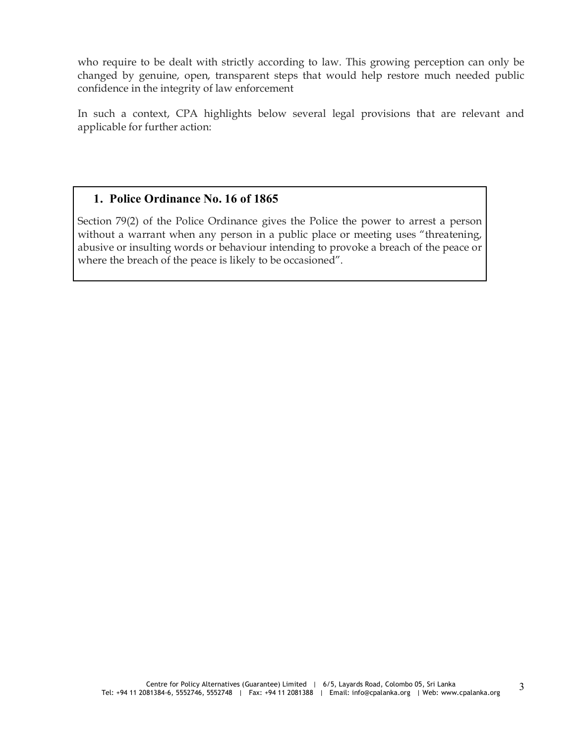who require to be dealt with strictly according to law. This growing perception can only be changed by genuine, open, transparent steps that would help restore much needed public confidence in the integrity of law enforcement

In such a context, CPA highlights below several legal provisions that are relevant and applicable for further action:

## 1. Police Ordinance No. 16 of 1865

Section 79(2) of the Police Ordinance gives the Police the power to arrest a person without a warrant when any person in a public place or meeting uses "threatening, abusive or insulting words or behaviour intending to provoke a breach of the peace or where the breach of the peace is likely to be occasioned".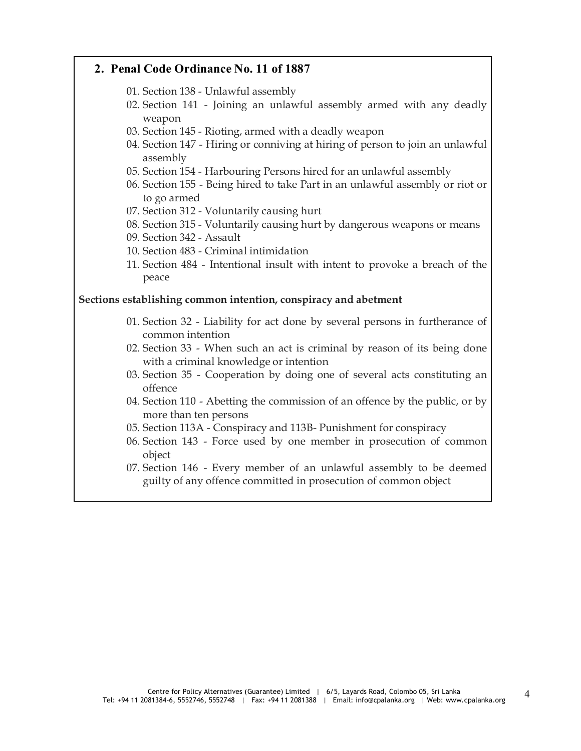## 2. Penal Code Ordinance No. 11 of 1887

01. Section 138 - Unlawful assembly
02. Section 141 - Joining an unlawful assembly armed with any deadly weapon
03. Section 145 - Rioting, armed with a deadly weapon
04. Section 147 - Hiring or conniving at hiring of person to join an unlawful assembly
05. Section 154 - Harbouring Persons hired for an unlawful assembly
06. Section 155 - Being hired to take Part in an unlawful assembly or riot or to go armed
07. Section 312 - Voluntarily causing hurt
08. Section 315 - Voluntarily causing hurt by dangerous weapons or means
09. Section 342 - Assault
10. Section 483 - Criminal intimidation
11. Section 484 - Intentional insult with intent to provoke a breach of the peace

**Sections establishing common intention, conspiracy and abetment**

01. Section 32 - Liability for act done by several persons in furtherance of common intention
02. Section 33 - When such an act is criminal by reason of its being done with a criminal knowledge or intention
03. Section 35 - Cooperation by doing one of several acts constituting an offence
04. Section 110 - Abetting the commission of an offence by the public, or by more than ten persons
05. Section 113A - Conspiracy and 113B- Punishment for conspiracy
06. Section 143 - Force used by one member in prosecution of common object
07. Section 146 - Every member of an unlawful assembly to be deemed guilty of any offence committed in prosecution of common object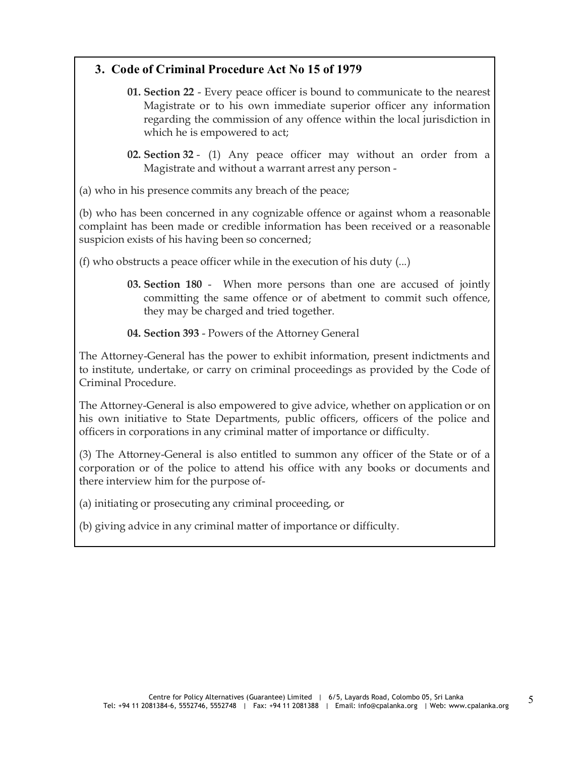## 3. Code of Criminal Procedure Act No 15 of 1979

**01. Section 22** - Every peace officer is bound to communicate to the nearest Magistrate or to his own immediate superior officer any information regarding the commission of any offence within the local jurisdiction in which he is empowered to act;

**02. Section 32** - (1) Any peace officer may without an order from a Magistrate and without a warrant arrest any person -

(a) who in his presence commits any breach of the peace;

(b) who has been concerned in any cognizable offence or against whom a reasonable complaint has been made or credible information has been received or a reasonable suspicion exists of his having been so concerned;

(f) who obstructs a peace officer while in the execution of his duty (...)

**03. Section 180** - When more persons than one are accused of jointly committing the same offence or of abetment to commit such offence, they may be charged and tried together.

**04. Section 393** - Powers of the Attorney General

The Attorney-General has the power to exhibit information, present indictments and to institute, undertake, or carry on criminal proceedings as provided by the Code of Criminal Procedure.

The Attorney-General is also empowered to give advice, whether on application or on his own initiative to State Departments, public officers, officers of the police and officers in corporations in any criminal matter of importance or difficulty.

(3) The Attorney-General is also entitled to summon any officer of the State or of a corporation or of the police to attend his office with any books or documents and there interview him for the purpose of-

(a) initiating or prosecuting any criminal proceeding, or

(b) giving advice in any criminal matter of importance or difficulty.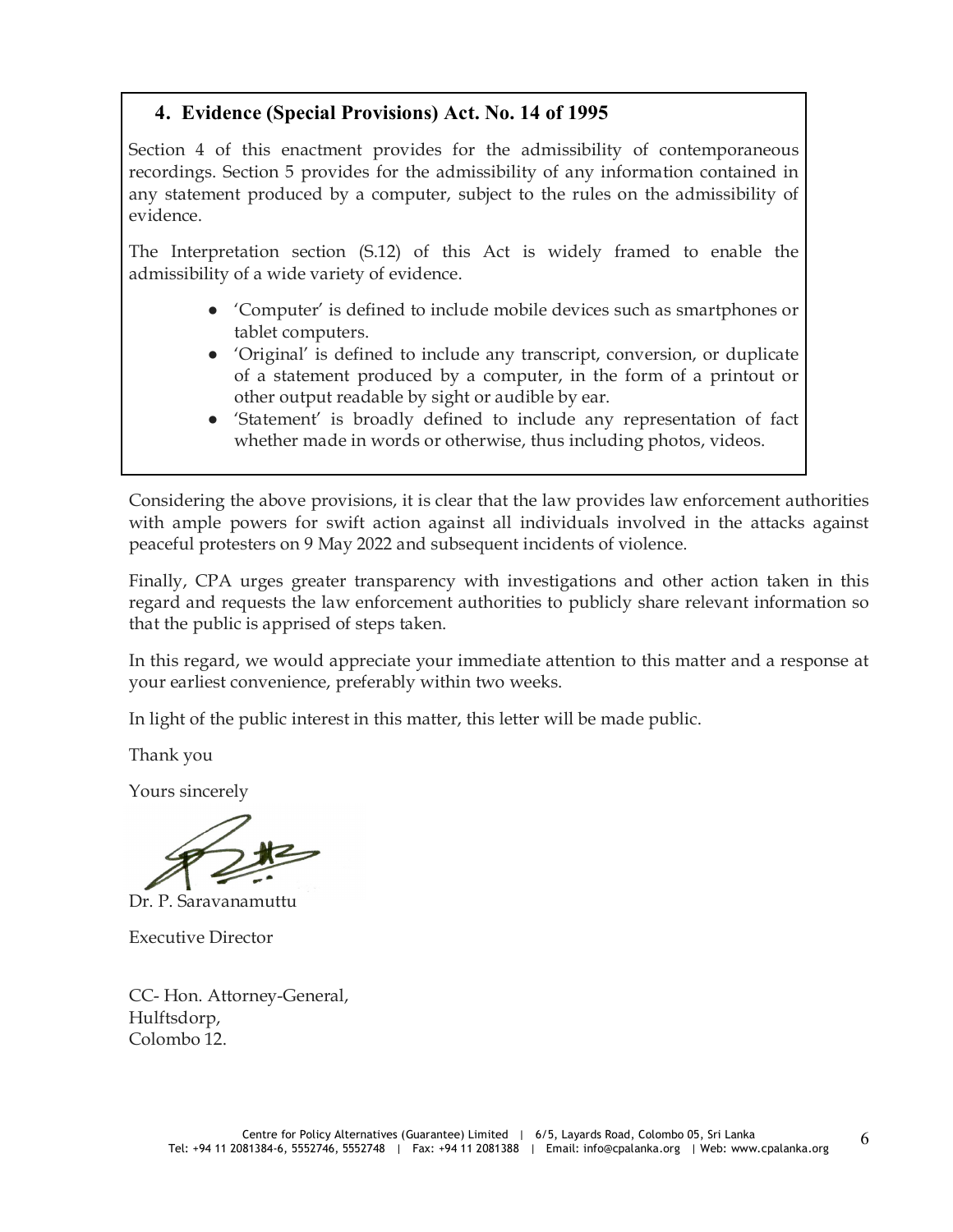### 4. Evidence (Special Provisions) Act. No. 14 of 1995

Section 4 of this enactment provides for the admissibility of contemporaneous recordings. Section 5 provides for the admissibility of any information contained in any statement produced by a computer, subject to the rules on the admissibility of evidence.

The Interpretation section (S.12) of this Act is widely framed to enable the admissibility of a wide variety of evidence.

- 'Computer' is defined to include mobile devices such as smartphones or tablet computers.
- 'Original' is defined to include any transcript, conversion, or duplicate of a statement produced by a computer, in the form of a printout or other output readable by sight or audible by ear.
- 'Statement' is broadly defined to include any representation of fact whether made in words or otherwise, thus including photos, videos.

Considering the above provisions, it is clear that the law provides law enforcement authorities with ample powers for swift action against all individuals involved in the attacks against peaceful protesters on 9 May 2022 and subsequent incidents of violence.

Finally, CPA urges greater transparency with investigations and other action taken in this regard and requests the law enforcement authorities to publicly share relevant information so that the public is apprised of steps taken.

In this regard, we would appreciate your immediate attention to this matter and a response at your earliest convenience, preferably within two weeks.

In light of the public interest in this matter, this letter will be made public.

Thank you

Yours sincerely

Dr. P. Saravanamuttu

Executive Director

CC- Hon. Attorney-General,
Hulftsdorp,
Colombo 12.